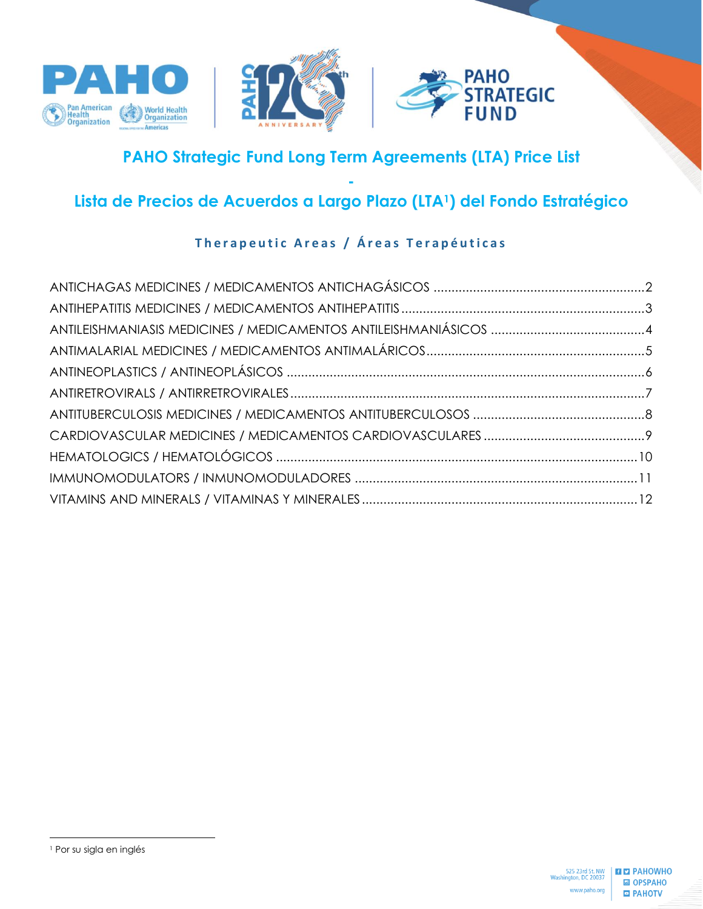# PAHO Strategic Fund Long Term Agreements (LTA) Price List

-

# Lista de Precios de Acuerdos a Largo Plazo (LTA[1]) del Fondo Estratégico

## Therapeutic Areas / Áreas Terapéuticas

ANTICHAGAS MEDICINES / MEDICAMENTOS ANTICHAGÁSICOS ..... 2
ANTIHEPATITIS MEDICINES / MEDICAMENTOS ANTIHEPATITIS ..... 3
ANTILEISHMANIASIS MEDICINES / MEDICAMENTOS ANTILEISHMANIÁSICOS ..... 4
ANTIMALARIAL MEDICINES / MEDICAMENTOS ANTIMALÁRICOS ..... 5
ANTINEOPLASTICS / ANTINEOPLÁSICOS ..... 6
ANTIRETROVIRALS / ANTIRRETROVIRALES ..... 7
ANTITUBERCULOSIS MEDICINES / MEDICAMENTOS ANTITUBERCULOSOS ..... 8
CARDIOVASCULAR MEDICINES / MEDICAMENTOS CARDIOVASCULARES ..... 9
HEMATOLOGICS / HEMATOLÓGICOS ..... 10
IMMUNOMODULATORS / INMUNOMODULADORES ..... 11
VITAMINS AND MINERALS / VITAMINAS Y MINERALES ..... 12

[1] Por su sigla en inglés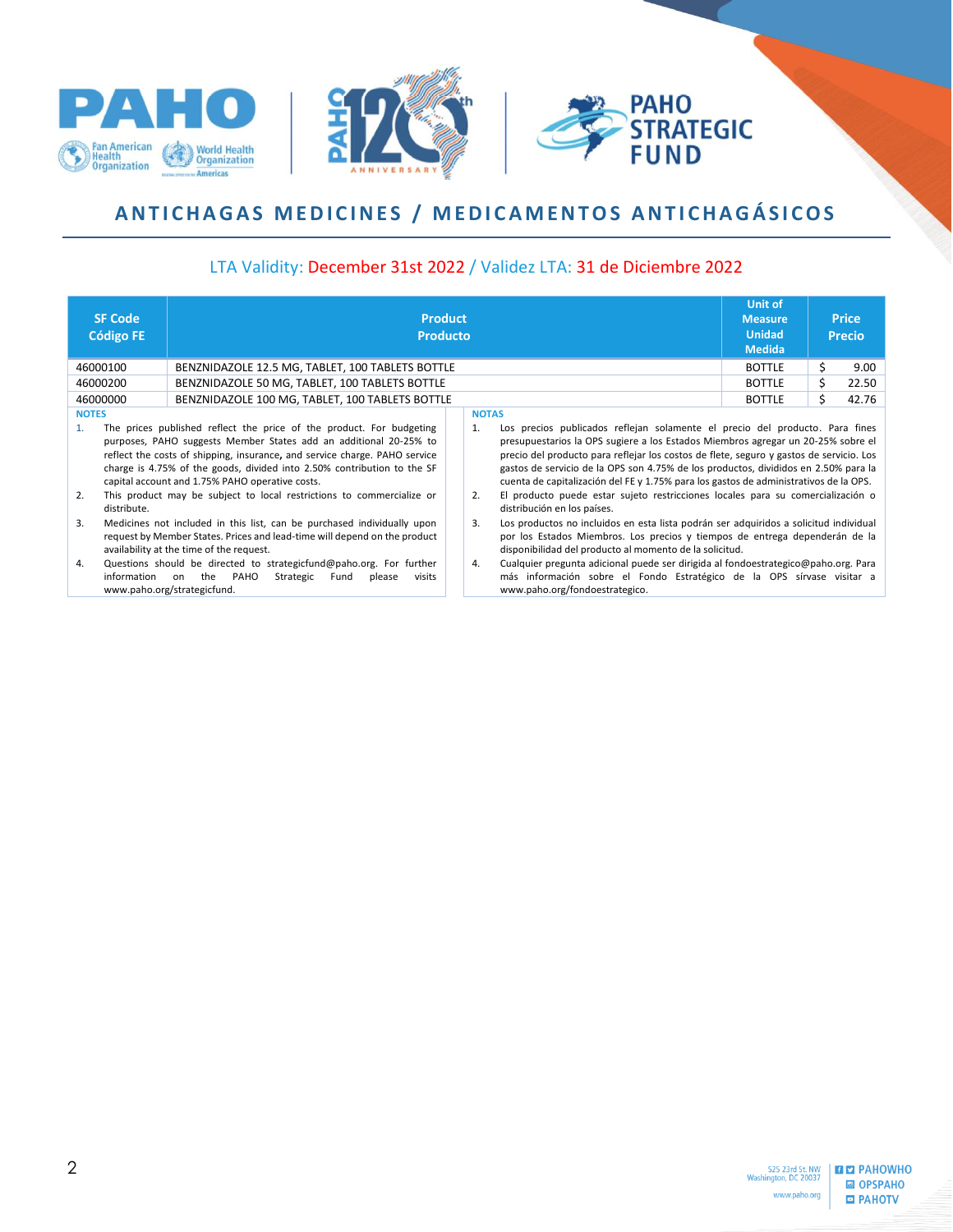# ANTICHAGAS MEDICINES / MEDICAMENTOS ANTICHAGÁSICOS

LTA Validity: December 31st 2022 / Validez LTA: 31 de Diciembre 2022

| SF Code Código FE | Product Producto | Unit of Measure Unidad Medida | Price Precio |
|---|---|---|---|
| 46000100 | BENZNIDAZOLE 12.5 MG, TABLET, 100 TABLETS BOTTLE | BOTTLE | $ 9.00 |
| 46000200 | BENZNIDAZOLE 50 MG, TABLET, 100 TABLETS BOTTLE | BOTTLE | $ 22.50 |
| 46000000 | BENZNIDAZOLE 100 MG, TABLET, 100 TABLETS BOTTLE | BOTTLE | $ 42.76 |

**NOTES**

1. The prices published reflect the price of the product. For budgeting purposes, PAHO suggests Member States add an additional 20-25% to reflect the costs of shipping, insurance, and service charge. PAHO service charge is 4.75% of the goods, divided into 2.50% contribution to the SF capital account and 1.75% PAHO operative costs.
2. This product may be subject to local restrictions to commercialize or distribute.
3. Medicines not included in this list, can be purchased individually upon request by Member States. Prices and lead-time will depend on the product availability at the time of the request.
4. Questions should be directed to strategicfund@paho.org. For further information on the PAHO Strategic Fund please visits www.paho.org/strategicfund.

**NOTAS**

1. Los precios publicados reflejan solamente el precio del producto. Para fines presupuestarios la OPS sugiere a los Estados Miembros agregar un 20-25% sobre el precio del producto para reflejar los costos de flete, seguro y gastos de servicio. Los gastos de servicio de la OPS son 4.75% de los productos, divididos en 2.50% para la cuenta de capitalización del FE y 1.75% para los gastos de administrativos de la OPS.
2. El producto puede estar sujeto restricciones locales para su comercialización o distribución en los países.
3. Los productos no incluidos en esta lista podrán ser adquiridos a solicitud individual por los Estados Miembros. Los precios y tiempos de entrega dependerán de la disponibilidad del producto al momento de la solicitud.
4. Cualquier pregunta adicional puede ser dirigida al fondoestrategico@paho.org. Para más información sobre el Fondo Estratégico de la OPS sírvase visitar a www.paho.org/fondoestrategico.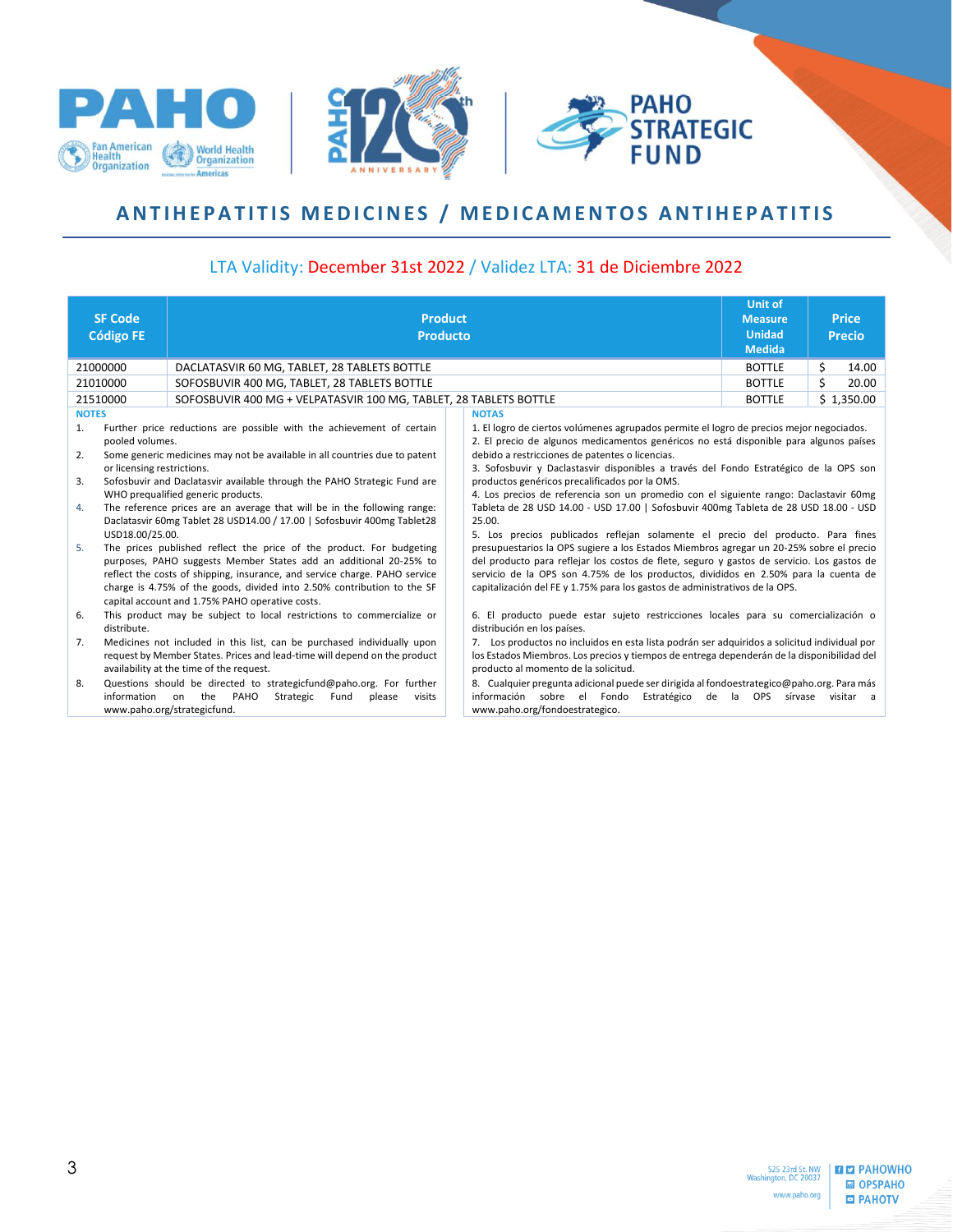# ANTIHEPATITIS MEDICINES / MEDICAMENTOS ANTIHEPATITIS

LTA Validity: December 31st 2022 / Validez LTA: 31 de Diciembre 2022

| SF Code Código FE | Product Producto | Unit of Measure Unidad Medida | Price Precio |
|---|---|---|---|
| 21000000 | DACLATASVIR 60 MG, TABLET, 28 TABLETS BOTTLE | BOTTLE | $ 14.00 |
| 21010000 | SOFOSBUVIR 400 MG, TABLET, 28 TABLETS BOTTLE | BOTTLE | $ 20.00 |
| 21510000 | SOFOSBUVIR 400 MG + VELPATASVIR 100 MG, TABLET, 28 TABLETS BOTTLE | BOTTLE | $ 1,350.00 |

**NOTES**

1. Further price reductions are possible with the achievement of certain pooled volumes.
2. Some generic medicines may not be available in all countries due to patent or licensing restrictions.
3. Sofosbuvir and Daclatasvir available through the PAHO Strategic Fund are WHO prequalified generic products.
4. The reference prices are an average that will be in the following range: Daclatasvir 60mg Tablet 28 USD14.00 / 17.00 | Sofosbuvir 400mg Tablet28 USD18.00/25.00.
5. The prices published reflect the price of the product. For budgeting purposes, PAHO suggests Member States add an additional 20-25% to reflect the costs of shipping, insurance, and service charge. PAHO service charge is 4.75% of the goods, divided into 2.50% contribution to the SF capital account and 1.75% PAHO operative costs.
6. This product may be subject to local restrictions to commercialize or distribute.
7. Medicines not included in this list, can be purchased individually upon request by Member States. Prices and lead-time will depend on the product availability at the time of the request.
8. Questions should be directed to strategicfund@paho.org. For further information on the PAHO Strategic Fund please visits www.paho.org/strategicfund.

**NOTAS**

1. El logro de ciertos volúmenes agrupados permite el logro de precios mejor negociados.
2. El precio de algunos medicamentos genéricos no está disponible para algunos países debido a restricciones de patentes o licencias.
3. Sofosbuvir y Daclastasvir disponibles a través del Fondo Estratégico de la OPS son productos genéricos precalificados por la OMS.
4. Los precios de referencia son un promedio con el siguiente rango: Daclastavir 60mg Tableta de 28 USD 14.00 - USD 17.00 | Sofosbuvir 400mg Tableta de 28 USD 18.00 - USD 25.00.
5. Los precios publicados reflejan solamente el precio del producto. Para fines presupuestarios la OPS sugiere a los Estados Miembros agregar un 20-25% sobre el precio del producto para reflejar los costos de flete, seguro y gastos de servicio. Los gastos de servicio de la OPS son 4.75% de los productos, divididos en 2.50% para la cuenta de capitalización del FE y 1.75% para los gastos de administrativos de la OPS.
6. El producto puede estar sujeto restricciones locales para su comercialización o distribución en los países.
7. Los productos no incluidos en esta lista podrán ser adquiridos a solicitud individual por los Estados Miembros. Los precios y tiempos de entrega dependerán de la disponibilidad del producto al momento de la solicitud.
8. Cualquier pregunta adicional puede ser dirigida al fondoestrategico@paho.org. Para más información sobre el Fondo Estratégico de la OPS sírvase visitar a www.paho.org/fondoestrategico.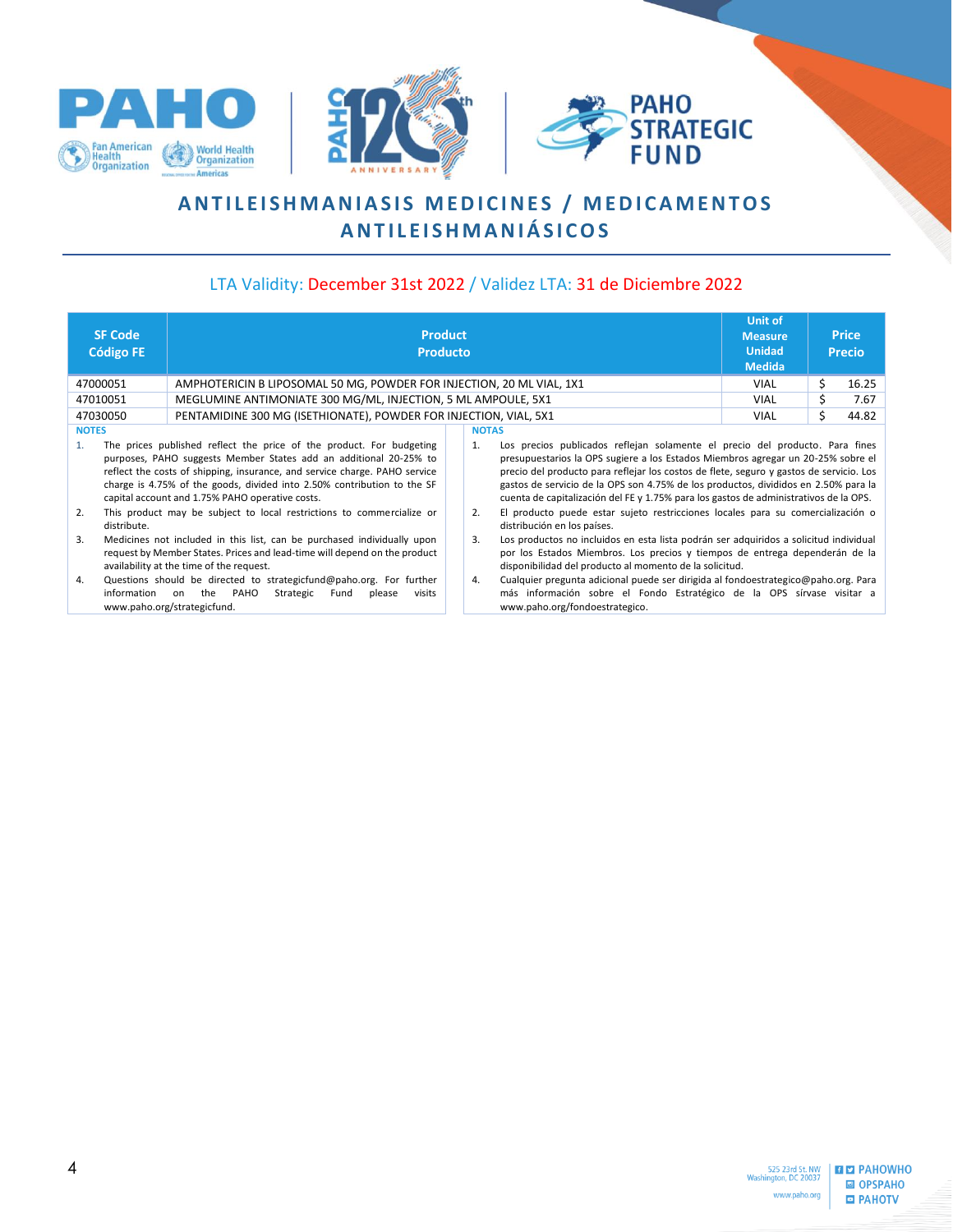# ANTILEISHMANIASIS MEDICINES / MEDICAMENTOS ANTILEISHMANIÁSICOS

LTA Validity: December 31st 2022 / Validez LTA: 31 de Diciembre 2022

| SF Code<br>Código FE | Product<br>Producto | Unit of Measure<br>Unidad Medida | Price<br>Precio |
|---|---|---|---|
| 47000051 | AMPHOTERICIN B LIPOSOMAL 50 MG, POWDER FOR INJECTION, 20 ML VIAL, 1X1 | VIAL | $ 16.25 |
| 47010051 | MEGLUMINE ANTIMONIATE 300 MG/ML, INJECTION, 5 ML AMPOULE, 5X1 | VIAL | $ 7.67 |
| 47030050 | PENTAMIDINE 300 MG (ISETHIONATE), POWDER FOR INJECTION, VIAL, 5X1 | VIAL | $ 44.82 |

**NOTES**

1. The prices published reflect the price of the product. For budgeting purposes, PAHO suggests Member States add an additional 20-25% to reflect the costs of shipping, insurance, and service charge. PAHO service charge is 4.75% of the goods, divided into 2.50% contribution to the SF capital account and 1.75% PAHO operative costs.
2. This product may be subject to local restrictions to commercialize or distribute.
3. Medicines not included in this list, can be purchased individually upon request by Member States. Prices and lead-time will depend on the product availability at the time of the request.
4. Questions should be directed to strategicfund@paho.org. For further information on the PAHO Strategic Fund please visits www.paho.org/strategicfund.

**NOTAS**

1. Los precios publicados reflejan solamente el precio del producto. Para fines presupuestarios la OPS sugiere a los Estados Miembros agregar un 20-25% sobre el precio del producto para reflejar los costos de flete, seguro y gastos de servicio. Los gastos de servicio de la OPS son 4.75% de los productos, divididos en 2.50% para la cuenta de capitalización del FE y 1.75% para los gastos de administrativos de la OPS.
2. El producto puede estar sujeto restricciones locales para su comercialización o distribución en los países.
3. Los productos no incluidos en esta lista podrán ser adquiridos a solicitud individual por los Estados Miembros. Los precios y tiempos de entrega dependerán de la disponibilidad del producto al momento de la solicitud.
4. Cualquier pregunta adicional puede ser dirigida al fondoestrategico@paho.org. Para más información sobre el Fondo Estratégico de la OPS sírvase visitar a www.paho.org/fondoestrategico.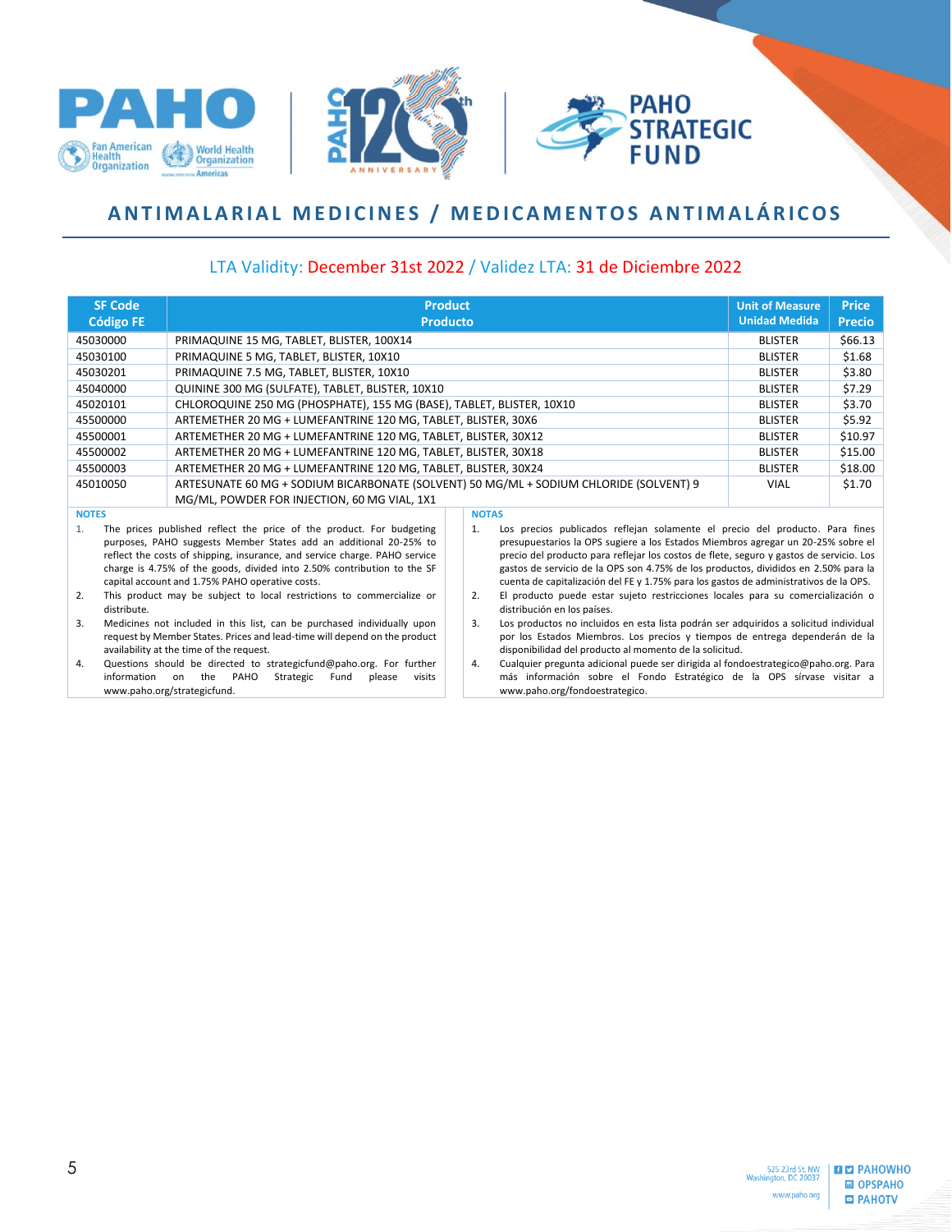# ANTIMALARIAL MEDICINES / MEDICAMENTOS ANTIMALÁRICOS

LTA Validity: December 31st 2022 / Validez LTA: 31 de Diciembre 2022

| SF Code<br>Código FE | Product<br>Producto | Unit of Measure<br>Unidad Medida | Price<br>Precio |
|---|---|---|---|
| 45030000 | PRIMAQUINE 15 MG, TABLET, BLISTER, 100X14 | BLISTER | $66.13 |
| 45030100 | PRIMAQUINE 5 MG, TABLET, BLISTER, 10X10 | BLISTER | $1.68 |
| 45030201 | PRIMAQUINE 7.5 MG, TABLET, BLISTER, 10X10 | BLISTER | $3.80 |
| 45040000 | QUININE 300 MG (SULFATE), TABLET, BLISTER, 10X10 | BLISTER | $7.29 |
| 45020101 | CHLOROQUINE 250 MG (PHOSPHATE), 155 MG (BASE), TABLET, BLISTER, 10X10 | BLISTER | $3.70 |
| 45500000 | ARTEMETHER 20 MG + LUMEFANTRINE 120 MG, TABLET, BLISTER, 30X6 | BLISTER | $5.92 |
| 45500001 | ARTEMETHER 20 MG + LUMEFANTRINE 120 MG, TABLET, BLISTER, 30X12 | BLISTER | $10.97 |
| 45500002 | ARTEMETHER 20 MG + LUMEFANTRINE 120 MG, TABLET, BLISTER, 30X18 | BLISTER | $15.00 |
| 45500003 | ARTEMETHER 20 MG + LUMEFANTRINE 120 MG, TABLET, BLISTER, 30X24 | BLISTER | $18.00 |
| 45010050 | ARTESUNATE 60 MG + SODIUM BICARBONATE (SOLVENT) 50 MG/ML + SODIUM CHLORIDE (SOLVENT) 9 MG/ML, POWDER FOR INJECTION, 60 MG VIAL, 1X1 | VIAL | $1.70 |

**NOTES**

1. The prices published reflect the price of the product. For budgeting purposes, PAHO suggests Member States add an additional 20-25% to reflect the costs of shipping, insurance, and service charge. PAHO service charge is 4.75% of the goods, divided into 2.50% contribution to the SF capital account and 1.75% PAHO operative costs.
2. This product may be subject to local restrictions to commercialize or distribute.
3. Medicines not included in this list, can be purchased individually upon request by Member States. Prices and lead-time will depend on the product availability at the time of the request.
4. Questions should be directed to strategicfund@paho.org. For further information on the PAHO Strategic Fund please visits www.paho.org/strategicfund.

**NOTAS**

1. Los precios publicados reflejan solamente el precio del producto. Para fines presupuestarios la OPS sugiere a los Estados Miembros agregar un 20-25% sobre el precio del producto para reflejar los costos de flete, seguro y gastos de servicio. Los gastos de servicio de la OPS son 4.75% de los productos, divididos en 2.50% para la cuenta de capitalización del FE y 1.75% para los gastos de administrativos de la OPS.
2. El producto puede estar sujeto restricciones locales para su comercialización o distribución en los países.
3. Los productos no incluidos en esta lista podrán ser adquiridos a solicitud individual por los Estados Miembros. Los precios y tiempos de entrega dependerán de la disponibilidad del producto al momento de la solicitud.
4. Cualquier pregunta adicional puede ser dirigida al fondoestrategico@paho.org. Para más información sobre el Fondo Estratégico de la OPS sírvase visitar a www.paho.org/fondoestrategico.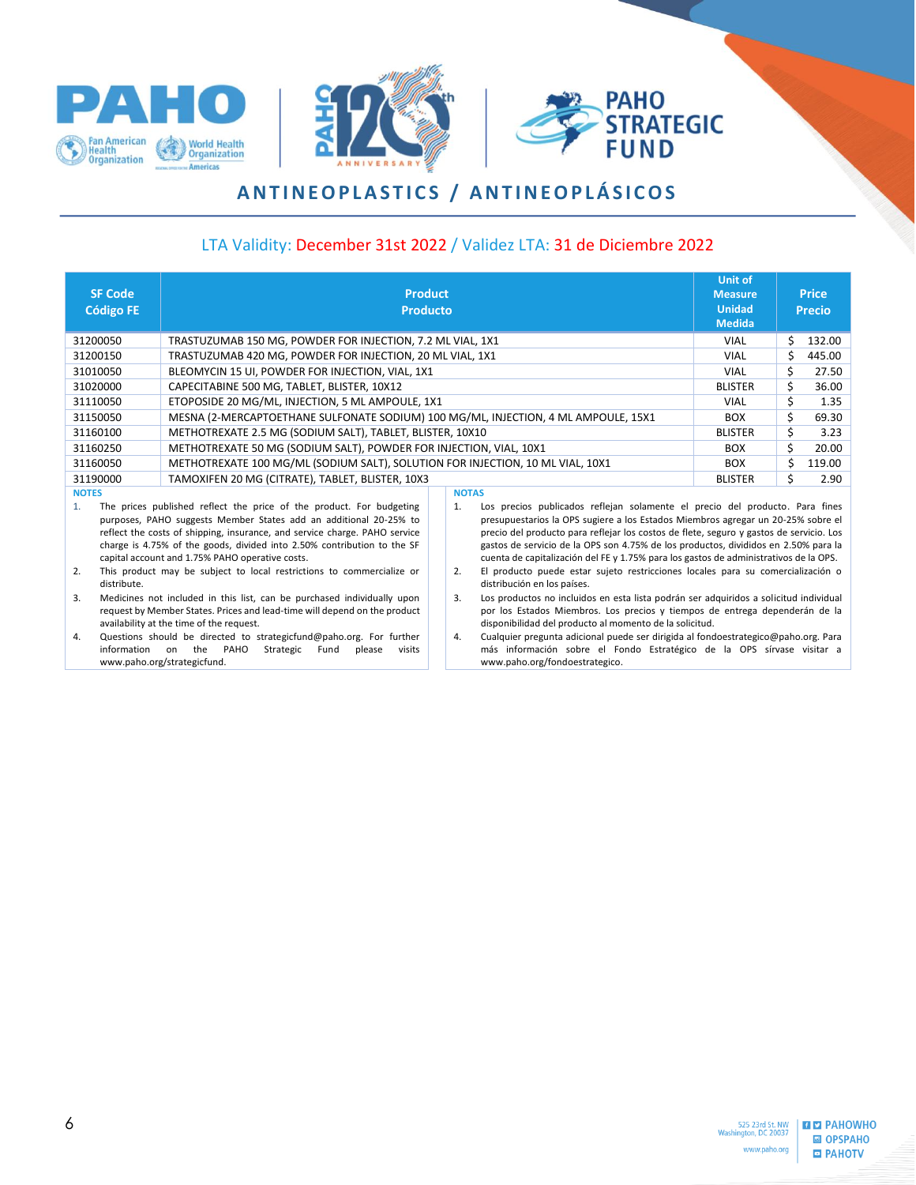# ANTINEOPLASTICS / ANTINEOPLÁSICOS

LTA Validity: December 31st 2022 / Validez LTA: 31 de Diciembre 2022

| SF Code Código FE | Product Producto | Unit of Measure Unidad Medida | Price Precio |
|---|---|---|---|
| 31200050 | TRASTUZUMAB 150 MG, POWDER FOR INJECTION, 7.2 ML VIAL, 1X1 | VIAL | $ 132.00 |
| 31200150 | TRASTUZUMAB 420 MG, POWDER FOR INJECTION, 20 ML VIAL, 1X1 | VIAL | $ 445.00 |
| 31010050 | BLEOMYCIN 15 UI, POWDER FOR INJECTION, VIAL, 1X1 | VIAL | $ 27.50 |
| 31020000 | CAPECITABINE 500 MG, TABLET, BLISTER, 10X12 | BLISTER | $ 36.00 |
| 31110050 | ETOPOSIDE 20 MG/ML, INJECTION, 5 ML AMPOULE, 1X1 | VIAL | $ 1.35 |
| 31150050 | MESNA (2-MERCAPTOETHANE SULFONATE SODIUM) 100 MG/ML, INJECTION, 4 ML AMPOULE, 15X1 | BOX | $ 69.30 |
| 31160100 | METHOTREXATE 2.5 MG (SODIUM SALT), TABLET, BLISTER, 10X10 | BLISTER | $ 3.23 |
| 31160250 | METHOTREXATE 50 MG (SODIUM SALT), POWDER FOR INJECTION, VIAL, 10X1 | BOX | $ 20.00 |
| 31160050 | METHOTREXATE 100 MG/ML (SODIUM SALT), SOLUTION FOR INJECTION, 10 ML VIAL, 10X1 | BOX | $ 119.00 |
| 31190000 | TAMOXIFEN 20 MG (CITRATE), TABLET, BLISTER, 10X3 | BLISTER | $ 2.90 |

**NOTES**

1. The prices published reflect the price of the product. For budgeting purposes, PAHO suggests Member States add an additional 20-25% to reflect the costs of shipping, insurance, and service charge. PAHO service charge is 4.75% of the goods, divided into 2.50% contribution to the SF capital account and 1.75% PAHO operative costs.
2. This product may be subject to local restrictions to commercialize or distribute.
3. Medicines not included in this list, can be purchased individually upon request by Member States. Prices and lead-time will depend on the product availability at the time of the request.
4. Questions should be directed to strategicfund@paho.org. For further information on the PAHO Strategic Fund please visits www.paho.org/strategicfund.

**NOTAS**

1. Los precios publicados reflejan solamente el precio del producto. Para fines presupuestarios la OPS sugiere a los Estados Miembros agregar un 20-25% sobre el precio del producto para reflejar los costos de flete, seguro y gastos de servicio. Los gastos de servicio de la OPS son 4.75% de los productos, divididos en 2.50% para la cuenta de capitalización del FE y 1.75% para los gastos de administrativos de la OPS.
2. El producto puede estar sujeto restricciones locales para su comercialización o distribución en los países.
3. Los productos no incluidos en esta lista podrán ser adquiridos a solicitud individual por los Estados Miembros. Los precios y tiempos de entrega dependerán de la disponibilidad del producto al momento de la solicitud.
4. Cualquier pregunta adicional puede ser dirigida al fondoestrategico@paho.org. Para más información sobre el Fondo Estratégico de la OPS sírvase visitar a www.paho.org/fondoestrategico.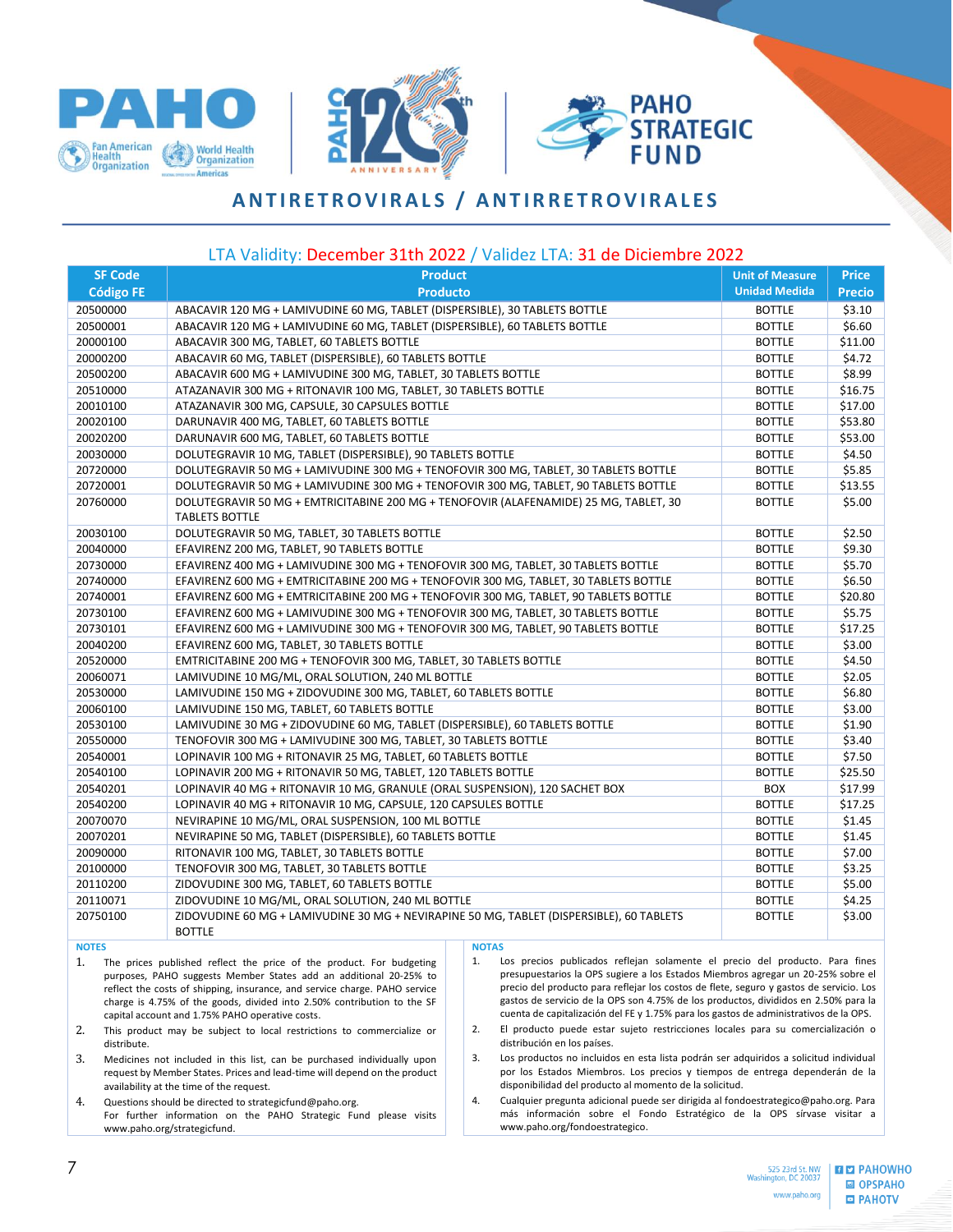# ANTIRETROVIRALS / ANTIRRETROVIRALES

LTA Validity: December 31th 2022 / Validez LTA: 31 de Diciembre 2022

| SF Code<br>Código FE | Product<br>Producto | Unit of Measure<br>Unidad Medida | Price<br>Precio |
|---|---|---|---|
| 20500000 | ABACAVIR 120 MG + LAMIVUDINE 60 MG, TABLET (DISPERSIBLE), 30 TABLETS BOTTLE | BOTTLE | $3.10 |
| 20500001 | ABACAVIR 120 MG + LAMIVUDINE 60 MG, TABLET (DISPERSIBLE), 60 TABLETS BOTTLE | BOTTLE | $6.60 |
| 20000100 | ABACAVIR 300 MG, TABLET, 60 TABLETS BOTTLE | BOTTLE | $11.00 |
| 20000200 | ABACAVIR 60 MG, TABLET (DISPERSIBLE), 60 TABLETS BOTTLE | BOTTLE | $4.72 |
| 20500200 | ABACAVIR 600 MG + LAMIVUDINE 300 MG, TABLET, 30 TABLETS BOTTLE | BOTTLE | $8.99 |
| 20510000 | ATAZANAVIR 300 MG + RITONAVIR 100 MG, TABLET, 30 TABLETS BOTTLE | BOTTLE | $16.75 |
| 20010100 | ATAZANAVIR 300 MG, CAPSULE, 30 CAPSULES BOTTLE | BOTTLE | $17.00 |
| 20020100 | DARUNAVIR 400 MG, TABLET, 60 TABLETS BOTTLE | BOTTLE | $53.80 |
| 20020200 | DARUNAVIR 600 MG, TABLET, 60 TABLETS BOTTLE | BOTTLE | $53.00 |
| 20030000 | DOLUTEGRAVIR 10 MG, TABLET (DISPERSIBLE), 90 TABLETS BOTTLE | BOTTLE | $4.50 |
| 20720000 | DOLUTEGRAVIR 50 MG + LAMIVUDINE 300 MG + TENOFOVIR 300 MG, TABLET, 30 TABLETS BOTTLE | BOTTLE | $5.85 |
| 20720001 | DOLUTEGRAVIR 50 MG + LAMIVUDINE 300 MG + TENOFOVIR 300 MG, TABLET, 90 TABLETS BOTTLE | BOTTLE | $13.55 |
| 20760000 | DOLUTEGRAVIR 50 MG + EMTRICITABINE 200 MG + TENOFOVIR (ALAFENAMIDE) 25 MG, TABLET, 30 TABLETS BOTTLE | BOTTLE | $5.00 |
| 20030100 | DOLUTEGRAVIR 50 MG, TABLET, 30 TABLETS BOTTLE | BOTTLE | $2.50 |
| 20040000 | EFAVIRENZ 200 MG, TABLET, 90 TABLETS BOTTLE | BOTTLE | $9.30 |
| 20730000 | EFAVIRENZ 400 MG + LAMIVUDINE 300 MG + TENOFOVIR 300 MG, TABLET, 30 TABLETS BOTTLE | BOTTLE | $5.70 |
| 20740000 | EFAVIRENZ 600 MG + EMTRICITABINE 200 MG + TENOFOVIR 300 MG, TABLET, 30 TABLETS BOTTLE | BOTTLE | $6.50 |
| 20740001 | EFAVIRENZ 600 MG + EMTRICITABINE 200 MG + TENOFOVIR 300 MG, TABLET, 90 TABLETS BOTTLE | BOTTLE | $20.80 |
| 20730100 | EFAVIRENZ 600 MG + LAMIVUDINE 300 MG + TENOFOVIR 300 MG, TABLET, 30 TABLETS BOTTLE | BOTTLE | $5.75 |
| 20730101 | EFAVIRENZ 600 MG + LAMIVUDINE 300 MG + TENOFOVIR 300 MG, TABLET, 90 TABLETS BOTTLE | BOTTLE | $17.25 |
| 20040200 | EFAVIRENZ 600 MG, TABLET, 30 TABLETS BOTTLE | BOTTLE | $3.00 |
| 20520000 | EMTRICITABINE 200 MG + TENOFOVIR 300 MG, TABLET, 30 TABLETS BOTTLE | BOTTLE | $4.50 |
| 20060071 | LAMIVUDINE 10 MG/ML, ORAL SOLUTION, 240 ML BOTTLE | BOTTLE | $2.05 |
| 20530000 | LAMIVUDINE 150 MG + ZIDOVUDINE 300 MG, TABLET, 60 TABLETS BOTTLE | BOTTLE | $6.80 |
| 20060100 | LAMIVUDINE 150 MG, TABLET, 60 TABLETS BOTTLE | BOTTLE | $3.00 |
| 20530100 | LAMIVUDINE 30 MG + ZIDOVUDINE 60 MG, TABLET (DISPERSIBLE), 60 TABLETS BOTTLE | BOTTLE | $1.90 |
| 20550000 | TENOFOVIR 300 MG + LAMIVUDINE 300 MG, TABLET, 30 TABLETS BOTTLE | BOTTLE | $3.40 |
| 20540001 | LOPINAVIR 100 MG + RITONAVIR 25 MG, TABLET, 60 TABLETS BOTTLE | BOTTLE | $7.50 |
| 20540100 | LOPINAVIR 200 MG + RITONAVIR 50 MG, TABLET, 120 TABLETS BOTTLE | BOTTLE | $25.50 |
| 20540201 | LOPINAVIR 40 MG + RITONAVIR 10 MG, GRANULE (ORAL SUSPENSION), 120 SACHET BOX | BOX | $17.99 |
| 20540200 | LOPINAVIR 40 MG + RITONAVIR 10 MG, CAPSULE, 120 CAPSULES BOTTLE | BOTTLE | $17.25 |
| 20070070 | NEVIRAPINE 10 MG/ML, ORAL SUSPENSION, 100 ML BOTTLE | BOTTLE | $1.45 |
| 20070201 | NEVIRAPINE 50 MG, TABLET (DISPERSIBLE), 60 TABLETS BOTTLE | BOTTLE | $1.45 |
| 20090000 | RITONAVIR 100 MG, TABLET, 30 TABLETS BOTTLE | BOTTLE | $7.00 |
| 20100000 | TENOFOVIR 300 MG, TABLET, 30 TABLETS BOTTLE | BOTTLE | $3.25 |
| 20110200 | ZIDOVUDINE 300 MG, TABLET, 60 TABLETS BOTTLE | BOTTLE | $5.00 |
| 20110071 | ZIDOVUDINE 10 MG/ML, ORAL SOLUTION, 240 ML BOTTLE | BOTTLE | $4.25 |
| 20750100 | ZIDOVUDINE 60 MG + LAMIVUDINE 30 MG + NEVIRAPINE 50 MG, TABLET (DISPERSIBLE), 60 TABLETS BOTTLE | BOTTLE | $3.00 |

**NOTES**

1. The prices published reflect the price of the product. For budgeting purposes, PAHO suggests Member States add an additional 20-25% to reflect the costs of shipping, insurance, and service charge. PAHO service charge is 4.75% of the goods, divided into 2.50% contribution to the SF capital account and 1.75% PAHO operative costs.
2. This product may be subject to local restrictions to commercialize or distribute.
3. Medicines not included in this list, can be purchased individually upon request by Member States. Prices and lead-time will depend on the product availability at the time of the request.
4. Questions should be directed to strategicfund@paho.org. For further information on the PAHO Strategic Fund please visits www.paho.org/strategicfund.

**NOTAS**

1. Los precios publicados reflejan solamente el precio del producto. Para fines presupuestarios la OPS sugiere a los Estados Miembros agregar un 20-25% sobre el precio del producto para reflejar los costos de flete, seguro y gastos de servicio. Los gastos de servicio de la OPS son 4.75% de los productos, divididos en 2.50% para la cuenta de capitalización del FE y 1.75% para los gastos de administrativos de la OPS.
2. El producto puede estar sujeto restricciones locales para su comercialización o distribución en los países.
3. Los productos no incluidos en esta lista podrán ser adquiridos a solicitud individual por los Estados Miembros. Los precios y tiempos de entrega dependerán de la disponibilidad del producto al momento de la solicitud.
4. Cualquier pregunta adicional puede ser dirigida al fondoestrategico@paho.org. Para más información sobre el Fondo Estratégico de la OPS sírvase visitar a www.paho.org/fondoestrategico.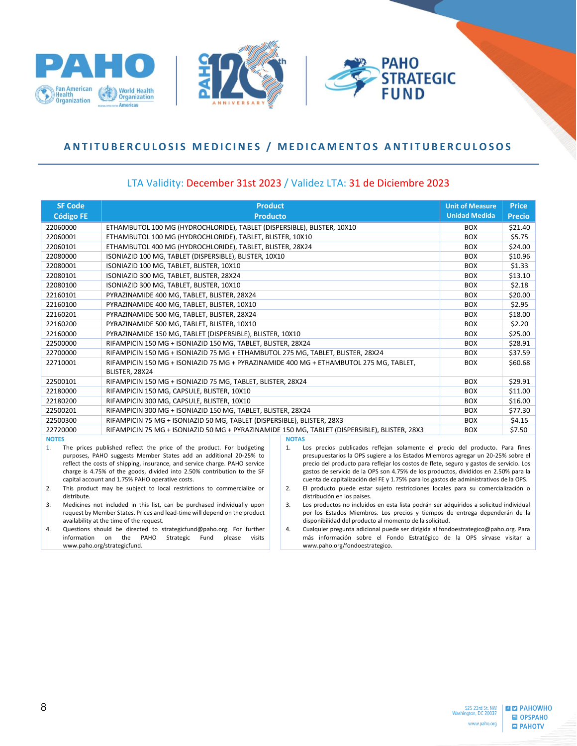## ANTITUBERCULOSIS MEDICINES / MEDICAMENTOS ANTITUBERCULOSOS

LTA Validity: December 31st 2023 / Validez LTA: 31 de Diciembre 2023

| SF Code<br>Código FE | Product<br>Producto | Unit of Measure<br>Unidad Medida | Price<br>Precio |
|---|---|---|---|
| 22060000 | ETHAMBUTOL 100 MG (HYDROCHLORIDE), TABLET (DISPERSIBLE), BLISTER, 10X10 | BOX | $21.40 |
| 22060001 | ETHAMBUTOL 100 MG (HYDROCHLORIDE), TABLET, BLISTER, 10X10 | BOX | $5.75 |
| 22060101 | ETHAMBUTOL 400 MG (HYDROCHLORIDE), TABLET, BLISTER, 28X24 | BOX | $24.00 |
| 22080000 | ISONIAZID 100 MG, TABLET (DISPERSIBLE), BLISTER, 10X10 | BOX | $10.96 |
| 22080001 | ISONIAZID 100 MG, TABLET, BLISTER, 10X10 | BOX | $1.33 |
| 22080101 | ISONIAZID 300 MG, TABLET, BLISTER, 28X24 | BOX | $13.10 |
| 22080100 | ISONIAZID 300 MG, TABLET, BLISTER, 10X10 | BOX | $2.18 |
| 22160101 | PYRAZINAMIDE 400 MG, TABLET, BLISTER, 28X24 | BOX | $20.00 |
| 22160100 | PYRAZINAMIDE 400 MG, TABLET, BLISTER, 10X10 | BOX | $2.95 |
| 22160201 | PYRAZINAMIDE 500 MG, TABLET, BLISTER, 28X24 | BOX | $18.00 |
| 22160200 | PYRAZINAMIDE 500 MG, TABLET, BLISTER, 10X10 | BOX | $2.20 |
| 22160000 | PYRAZINAMIDE 150 MG, TABLET (DISPERSIBLE), BLISTER, 10X10 | BOX | $25.00 |
| 22500000 | RIFAMPICIN 150 MG + ISONIAZID 150 MG, TABLET, BLISTER, 28X24 | BOX | $28.91 |
| 22700000 | RIFAMPICIN 150 MG + ISONIAZID 75 MG + ETHAMBUTOL 275 MG, TABLET, BLISTER, 28X24 | BOX | $37.59 |
| 22710001 | RIFAMPICIN 150 MG + ISONIAZID 75 MG + PYRAZINAMIDE 400 MG + ETHAMBUTOL 275 MG, TABLET, BLISTER, 28X24 | BOX | $60.68 |
| 22500101 | RIFAMPICIN 150 MG + ISONIAZID 75 MG, TABLET, BLISTER, 28X24 | BOX | $29.91 |
| 22180000 | RIFAMPICIN 150 MG, CAPSULE, BLISTER, 10X10 | BOX | $11.00 |
| 22180200 | RIFAMPICIN 300 MG, CAPSULE, BLISTER, 10X10 | BOX | $16.00 |
| 22500201 | RIFAMPICIN 300 MG + ISONIAZID 150 MG, TABLET, BLISTER, 28X24 | BOX | $77.30 |
| 22500300 | RIFAMPICIN 75 MG + ISONIAZID 50 MG, TABLET (DISPERSIBLE), BLISTER, 28X3 | BOX | $4.15 |
| 22720000 | RIFAMPICIN 75 MG + ISONIAZID 50 MG + PYRAZINAMIDE 150 MG, TABLET (DISPERSIBLE), BLISTER, 28X3 | BOX | $7.50 |

**NOTES**

1. The prices published reflect the price of the product. For budgeting purposes, PAHO suggests Member States add an additional 20-25% to reflect the costs of shipping, insurance, and service charge. PAHO service charge is 4.75% of the goods, divided into 2.50% contribution to the SF capital account and 1.75% PAHO operative costs.
2. This product may be subject to local restrictions to commercialize or distribute.
3. Medicines not included in this list, can be purchased individually upon request by Member States. Prices and lead-time will depend on the product availability at the time of the request.
4. Questions should be directed to strategicfund@paho.org. For further information on the PAHO Strategic Fund please visits www.paho.org/strategicfund.

**NOTAS**

1. Los precios publicados reflejan solamente el precio del producto. Para fines presupuestarios la OPS sugiere a los Estados Miembros agregar un 20-25% sobre el precio del producto para reflejar los costos de flete, seguro y gastos de servicio. Los gastos de servicio de la OPS son 4.75% de los productos, divididos en 2.50% para la cuenta de capitalización del FE y 1.75% para los gastos de administrativos de la OPS.
2. El producto puede estar sujeto restricciones locales para su comercialización o distribución en los países.
3. Los productos no incluidos en esta lista podrán ser adquiridos a solicitud individual por los Estados Miembros. Los precios y tiempos de entrega dependerán de la disponibilidad del producto al momento de la solicitud.
4. Cualquier pregunta adicional puede ser dirigida al fondoestrategico@paho.org. Para más información sobre el Fondo Estratégico de la OPS sírvase visitar a www.paho.org/fondoestrategico.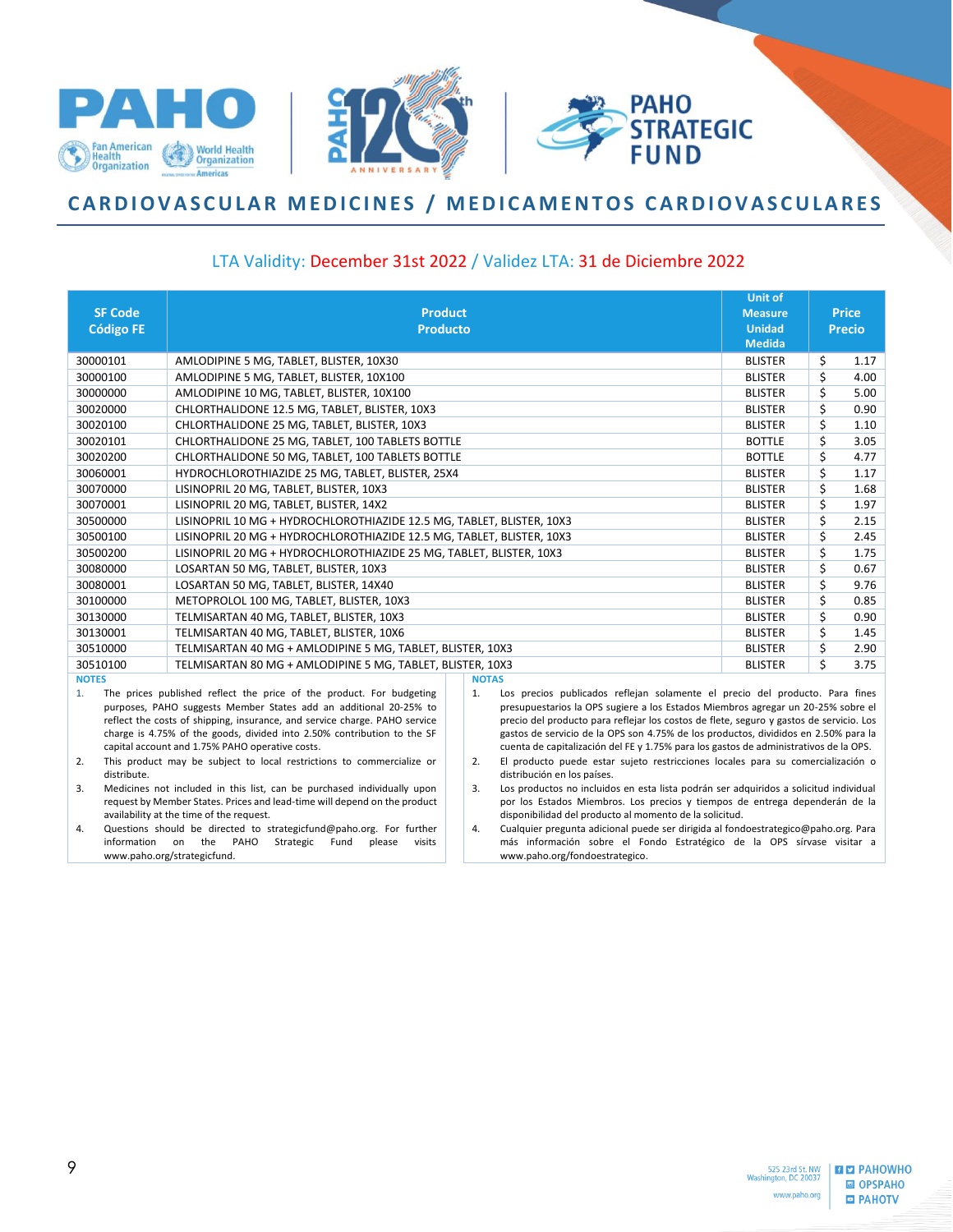# CARDIOVASCULAR MEDICINES / MEDICAMENTOS CARDIOVASCULARES

LTA Validity: December 31st 2022 / Validez LTA: 31 de Diciembre 2022

| SF Code Código FE | Product Producto | Unit of Measure Unidad Medida | Price Precio |
|---|---|---|---|
| 30000101 | AMLODIPINE 5 MG, TABLET, BLISTER, 10X30 | BLISTER | $ 1.17 |
| 30000100 | AMLODIPINE 5 MG, TABLET, BLISTER, 10X100 | BLISTER | $ 4.00 |
| 30000000 | AMLODIPINE 10 MG, TABLET, BLISTER, 10X100 | BLISTER | $ 5.00 |
| 30020000 | CHLORTHALIDONE 12.5 MG, TABLET, BLISTER, 10X3 | BLISTER | $ 0.90 |
| 30020100 | CHLORTHALIDONE 25 MG, TABLET, BLISTER, 10X3 | BLISTER | $ 1.10 |
| 30020101 | CHLORTHALIDONE 25 MG, TABLET, 100 TABLETS BOTTLE | BOTTLE | $ 3.05 |
| 30020200 | CHLORTHALIDONE 50 MG, TABLET, 100 TABLETS BOTTLE | BOTTLE | $ 4.77 |
| 30060001 | HYDROCHLOROTHIAZIDE 25 MG, TABLET, BLISTER, 25X4 | BLISTER | $ 1.17 |
| 30070000 | LISINOPRIL 20 MG, TABLET, BLISTER, 10X3 | BLISTER | $ 1.68 |
| 30070001 | LISINOPRIL 20 MG, TABLET, BLISTER, 14X2 | BLISTER | $ 1.97 |
| 30500000 | LISINOPRIL 10 MG + HYDROCHLOROTHIAZIDE 12.5 MG, TABLET, BLISTER, 10X3 | BLISTER | $ 2.15 |
| 30500100 | LISINOPRIL 20 MG + HYDROCHLOROTHIAZIDE 12.5 MG, TABLET, BLISTER, 10X3 | BLISTER | $ 2.45 |
| 30500200 | LISINOPRIL 20 MG + HYDROCHLOROTHIAZIDE 25 MG, TABLET, BLISTER, 10X3 | BLISTER | $ 1.75 |
| 30080000 | LOSARTAN 50 MG, TABLET, BLISTER, 10X3 | BLISTER | $ 0.67 |
| 30080001 | LOSARTAN 50 MG, TABLET, BLISTER, 14X40 | BLISTER | $ 9.76 |
| 30100000 | METOPROLOL 100 MG, TABLET, BLISTER, 10X3 | BLISTER | $ 0.85 |
| 30130000 | TELMISARTAN 40 MG, TABLET, BLISTER, 10X3 | BLISTER | $ 0.90 |
| 30130001 | TELMISARTAN 40 MG, TABLET, BLISTER, 10X6 | BLISTER | $ 1.45 |
| 30510000 | TELMISARTAN 40 MG + AMLODIPINE 5 MG, TABLET, BLISTER, 10X3 | BLISTER | $ 2.90 |
| 30510100 | TELMISARTAN 80 MG + AMLODIPINE 5 MG, TABLET, BLISTER, 10X3 | BLISTER | $ 3.75 |

**NOTES**

1. The prices published reflect the price of the product. For budgeting purposes, PAHO suggests Member States add an additional 20-25% to reflect the costs of shipping, insurance, and service charge. PAHO service charge is 4.75% of the goods, divided into 2.50% contribution to the SF capital account and 1.75% PAHO operative costs.
2. This product may be subject to local restrictions to commercialize or distribute.
3. Medicines not included in this list, can be purchased individually upon request by Member States. Prices and lead-time will depend on the product availability at the time of the request.
4. Questions should be directed to strategicfund@paho.org. For further information on the PAHO Strategic Fund please visits www.paho.org/strategicfund.

**NOTAS**

1. Los precios publicados reflejan solamente el precio del producto. Para fines presupuestarios la OPS sugiere a los Estados Miembros agregar un 20-25% sobre el precio del producto para reflejar los costos de flete, seguro y gastos de servicio. Los gastos de servicio de la OPS son 4.75% de los productos, divididos en 2.50% para la cuenta de capitalización del FE y 1.75% para los gastos de administrativos de la OPS.
2. El producto puede estar sujeto restricciones locales para su comercialización o distribución en los países.
3. Los productos no incluidos en esta lista podrán ser adquiridos a solicitud individual por los Estados Miembros. Los precios y tiempos de entrega dependerán de la disponibilidad del producto al momento de la solicitud.
4. Cualquier pregunta adicional puede ser dirigida al fondoestrategico@paho.org. Para más información sobre el Fondo Estratégico de la OPS sírvase visitar a www.paho.org/fondoestrategico.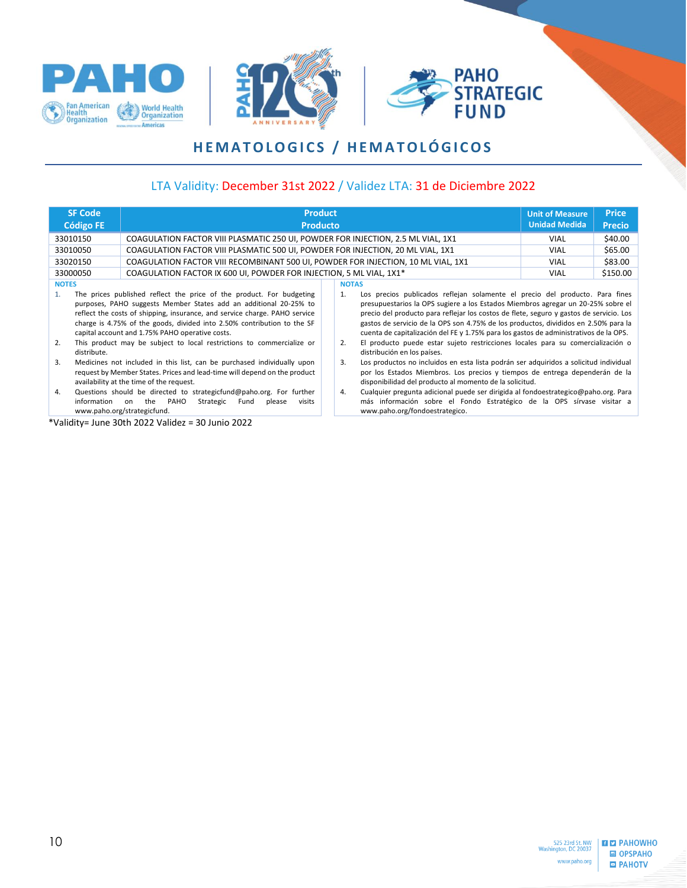# HEMATOLOGICS / HEMATOLÓGICOS

LTA Validity: December 31st 2022 / Validez LTA: 31 de Diciembre 2022

| SF Code Código FE | Product Producto | Unit of Measure Unidad Medida | Price Precio |
|---|---|---|---|
| 33010150 | COAGULATION FACTOR VIII PLASMATIC 250 UI, POWDER FOR INJECTION, 2.5 ML VIAL, 1X1 | VIAL | $40.00 |
| 33010050 | COAGULATION FACTOR VIII PLASMATIC 500 UI, POWDER FOR INJECTION, 20 ML VIAL, 1X1 | VIAL | $65.00 |
| 33020150 | COAGULATION FACTOR VIII RECOMBINANT 500 UI, POWDER FOR INJECTION, 10 ML VIAL, 1X1 | VIAL | $83.00 |
| 33000050 | COAGULATION FACTOR IX 600 UI, POWDER FOR INJECTION, 5 ML VIAL, 1X1* | VIAL | $150.00 |

**NOTES**

1. The prices published reflect the price of the product. For budgeting purposes, PAHO suggests Member States add an additional 20-25% to reflect the costs of shipping, insurance, and service charge. PAHO service charge is 4.75% of the goods, divided into 2.50% contribution to the SF capital account and 1.75% PAHO operative costs.
2. This product may be subject to local restrictions to commercialize or distribute.
3. Medicines not included in this list, can be purchased individually upon request by Member States. Prices and lead-time will depend on the product availability at the time of the request.
4. Questions should be directed to strategicfund@paho.org. For further information on the PAHO Strategic Fund please visits www.paho.org/strategicfund.

**NOTAS**

1. Los precios publicados reflejan solamente el precio del producto. Para fines presupuestarios la OPS sugiere a los Estados Miembros agregar un 20-25% sobre el precio del producto para reflejar los costos de flete, seguro y gastos de servicio. Los gastos de servicio de la OPS son 4.75% de los productos, divididos en 2.50% para la cuenta de capitalización del FE y 1.75% para los gastos de administrativos de la OPS.
2. El producto puede estar sujeto restricciones locales para su comercialización o distribución en los países.
3. Los productos no incluidos en esta lista podrán ser adquiridos a solicitud individual por los Estados Miembros. Los precios y tiempos de entrega dependerán de la disponibilidad del producto al momento de la solicitud.
4. Cualquier pregunta adicional puede ser dirigida al fondoestrategico@paho.org. Para más información sobre el Fondo Estratégico de la OPS sírvase visitar a www.paho.org/fondoestrategico.

*Validity= June 30th 2022 Validez = 30 Junio 2022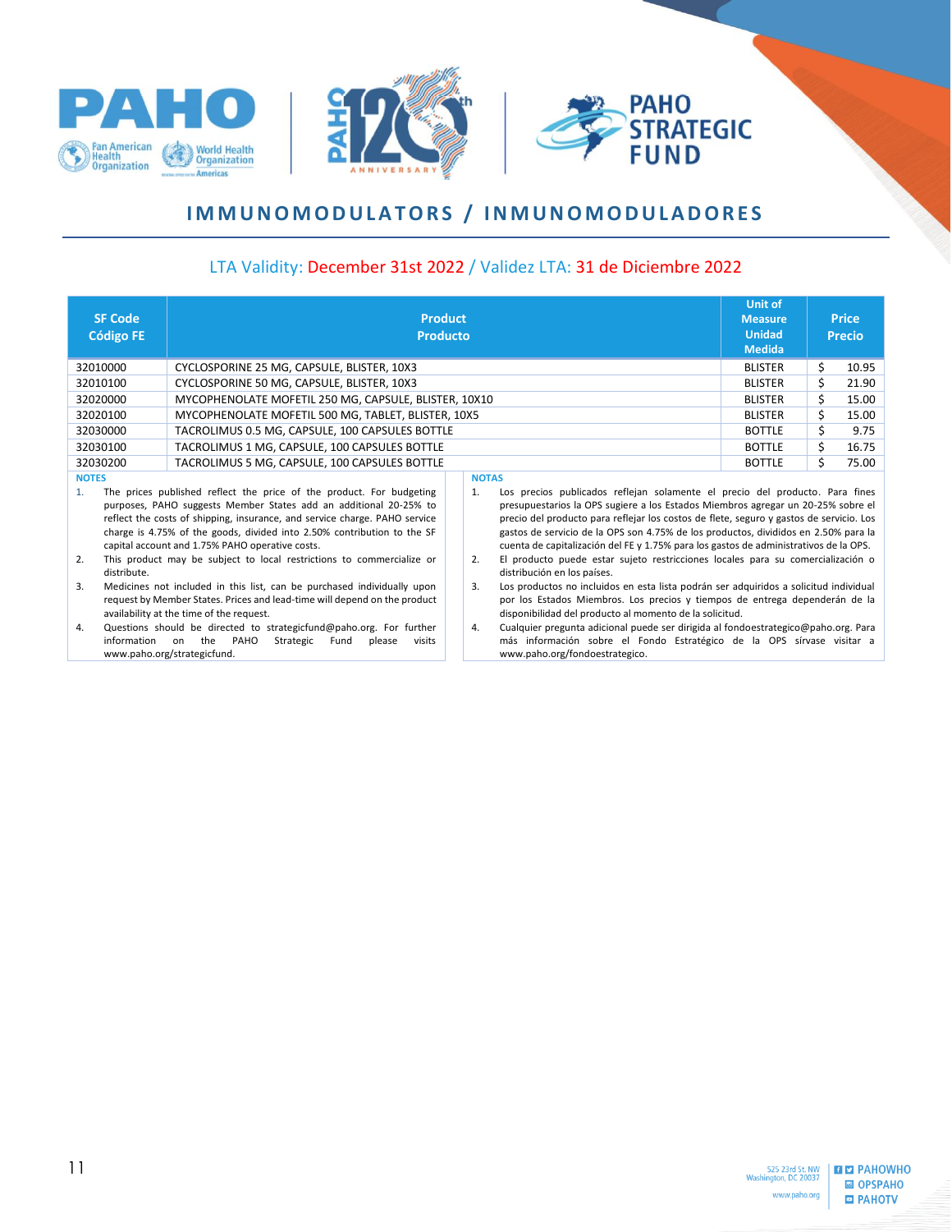## IMMUNOMODULATORS / INMUNOMODULADORES

LTA Validity: December 31st 2022 / Validez LTA: 31 de Diciembre 2022

| SF Code Código FE | Product Producto | Unit of Measure Unidad Medida | Price Precio |
|---|---|---|---|
| 32010000 | CYCLOSPORINE 25 MG, CAPSULE, BLISTER, 10X3 | BLISTER | $ 10.95 |
| 32010100 | CYCLOSPORINE 50 MG, CAPSULE, BLISTER, 10X3 | BLISTER | $ 21.90 |
| 32020000 | MYCOPHENOLATE MOFETIL 250 MG, CAPSULE, BLISTER, 10X10 | BLISTER | $ 15.00 |
| 32020100 | MYCOPHENOLATE MOFETIL 500 MG, TABLET, BLISTER, 10X5 | BLISTER | $ 15.00 |
| 32030000 | TACROLIMUS 0.5 MG, CAPSULE, 100 CAPSULES BOTTLE | BOTTLE | $ 9.75 |
| 32030100 | TACROLIMUS 1 MG, CAPSULE, 100 CAPSULES BOTTLE | BOTTLE | $ 16.75 |
| 32030200 | TACROLIMUS 5 MG, CAPSULE, 100 CAPSULES BOTTLE | BOTTLE | $ 75.00 |

**NOTES**

1. The prices published reflect the price of the product. For budgeting purposes, PAHO suggests Member States add an additional 20-25% to reflect the costs of shipping, insurance, and service charge. PAHO service charge is 4.75% of the goods, divided into 2.50% contribution to the SF capital account and 1.75% PAHO operative costs.
2. This product may be subject to local restrictions to commercialize or distribute.
3. Medicines not included in this list, can be purchased individually upon request by Member States. Prices and lead-time will depend on the product availability at the time of the request.
4. Questions should be directed to strategicfund@paho.org. For further information on the PAHO Strategic Fund please visits www.paho.org/strategicfund.

**NOTAS**

1. Los precios publicados reflejan solamente el precio del producto. Para fines presupuestarios la OPS sugiere a los Estados Miembros agregar un 20-25% sobre el precio del producto para reflejar los costos de flete, seguro y gastos de servicio. Los gastos de servicio de la OPS son 4.75% de los productos, divididos en 2.50% para la cuenta de capitalización del FE y 1.75% para los gastos de administrativos de la OPS.
2. El producto puede estar sujeto restricciones locales para su comercialización o distribución en los países.
3. Los productos no incluidos en esta lista podrán ser adquiridos a solicitud individual por los Estados Miembros. Los precios y tiempos de entrega dependerán de la disponibilidad del producto al momento de la solicitud.
4. Cualquier pregunta adicional puede ser dirigida al fondoestrategico@paho.org. Para más información sobre el Fondo Estratégico de la OPS sírvase visitar a www.paho.org/fondoestrategico.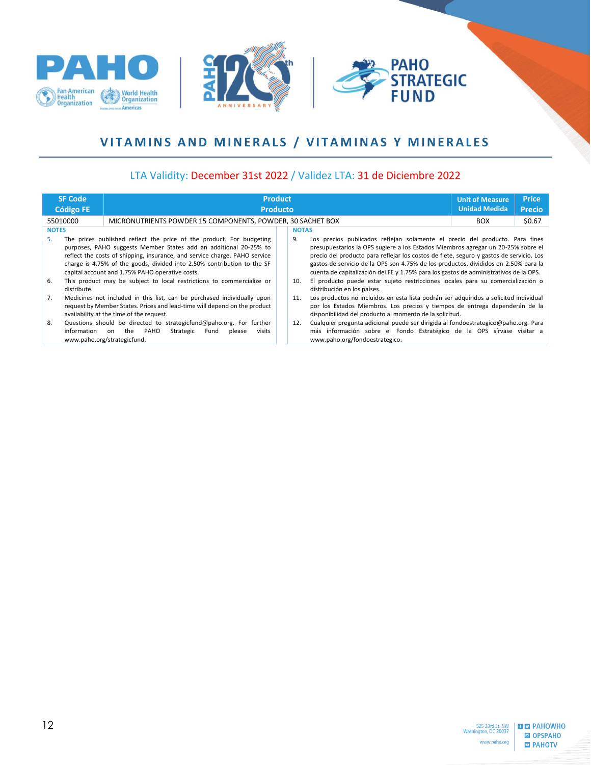# VITAMINS AND MINERALS / VITAMINAS Y MINERALES

LTA Validity: December 31st 2022 / Validez LTA: 31 de Diciembre 2022

| SF Code<br>Código FE | Product<br>Producto | Unit of Measure<br>Unidad Medida | Price<br>Precio |
|---|---|---|---|
| 55010000 | MICRONUTRIENTS POWDER 15 COMPONENTS, POWDER, 30 SACHET BOX | BOX | $0.67 |

**NOTES**

5. The prices published reflect the price of the product. For budgeting purposes, PAHO suggests Member States add an additional 20-25% to reflect the costs of shipping, insurance, and service charge. PAHO service charge is 4.75% of the goods, divided into 2.50% contribution to the SF capital account and 1.75% PAHO operative costs.
6. This product may be subject to local restrictions to commercialize or distribute.
7. Medicines not included in this list, can be purchased individually upon request by Member States. Prices and lead-time will depend on the product availability at the time of the request.
8. Questions should be directed to strategicfund@paho.org. For further information on the PAHO Strategic Fund please visits www.paho.org/strategicfund.

**NOTAS**

9. Los precios publicados reflejan solamente el precio del producto. Para fines presupuestarios la OPS sugiere a los Estados Miembros agregar un 20-25% sobre el precio del producto para reflejar los costos de flete, seguro y gastos de servicio. Los gastos de servicio de la OPS son 4.75% de los productos, divididos en 2.50% para la cuenta de capitalización del FE y 1.75% para los gastos de administrativos de la OPS.
10. El producto puede estar sujeto restricciones locales para su comercialización o distribución en los países.
11. Los productos no incluidos en esta lista podrán ser adquiridos a solicitud individual por los Estados Miembros. Los precios y tiempos de entrega dependerán de la disponibilidad del producto al momento de la solicitud.
12. Cualquier pregunta adicional puede ser dirigida al fondoestrategico@paho.org. Para más información sobre el Fondo Estratégico de la OPS sírvase visitar a www.paho.org/fondoestrategico.